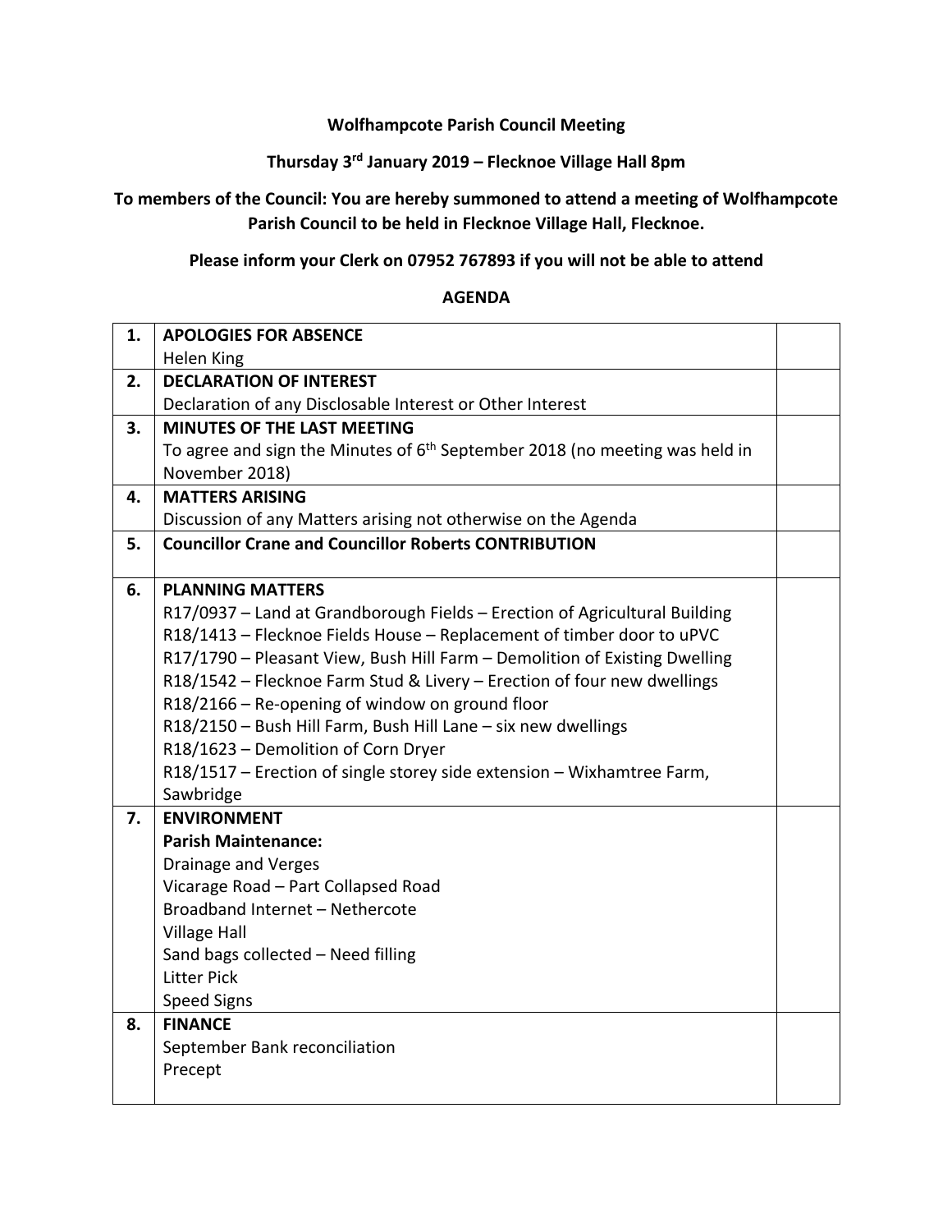**Wolfhampcote Parish Council Meeting**

**Thursday 3rd January 2019 – Flecknoe Village Hall 8pm**

**To members of the Council: You are hereby summoned to attend a meeting of Wolfhampcote Parish Council to be held in Flecknoe Village Hall, Flecknoe.**

**Please inform your Clerk on 07952 767893 if you will not be able to attend**

**AGENDA**

| | | |
|---|---|---|
| **1.** | **APOLOGIES FOR ABSENCE**<br>Helen King | |
| **2.** | **DECLARATION OF INTEREST**<br>Declaration of any Disclosable Interest or Other Interest | |
| **3.** | **MINUTES OF THE LAST MEETING**<br>To agree and sign the Minutes of 6th September 2018 (no meeting was held in November 2018) | |
| **4.** | **MATTERS ARISING**<br>Discussion of any Matters arising not otherwise on the Agenda | |
| **5.** | **Councillor Crane and Councillor Roberts CONTRIBUTION** | |
| **6.** | **PLANNING MATTERS**<br>R17/0937 – Land at Grandborough Fields – Erection of Agricultural Building<br>R18/1413 – Flecknoe Fields House – Replacement of timber door to uPVC<br>R17/1790 – Pleasant View, Bush Hill Farm – Demolition of Existing Dwelling<br>R18/1542 – Flecknoe Farm Stud & Livery – Erection of four new dwellings<br>R18/2166 – Re-opening of window on ground floor<br>R18/2150 – Bush Hill Farm, Bush Hill Lane – six new dwellings<br>R18/1623 – Demolition of Corn Dryer<br>R18/1517 – Erection of single storey side extension – Wixhamtree Farm, Sawbridge | |
| **7.** | **ENVIRONMENT**<br>**Parish Maintenance:**<br>Drainage and Verges<br>Vicarage Road – Part Collapsed Road<br>Broadband Internet – Nethercote<br>Village Hall<br>Sand bags collected – Need filling<br>Litter Pick<br>Speed Signs | |
| **8.** | **FINANCE**<br>September Bank reconciliation<br>Precept | |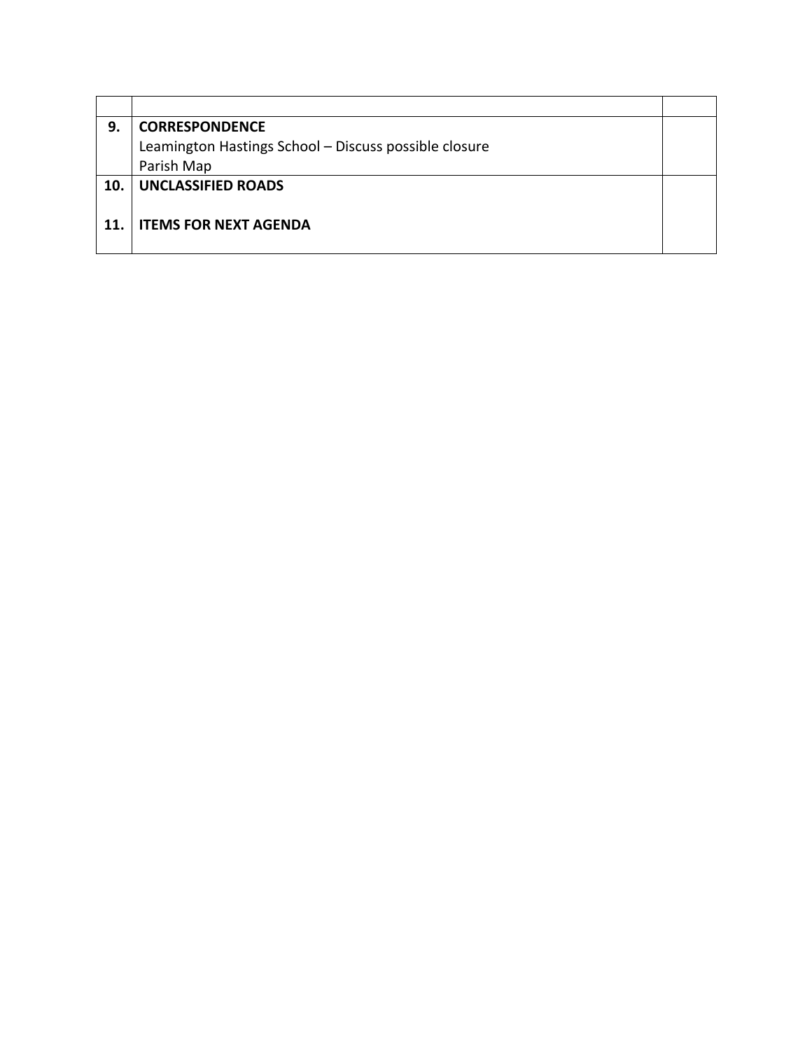| | | |
|---|---|---|
| **9.** | **CORRESPONDENCE**<br>Leamington Hastings School – Discuss possible closure<br>Parish Map | |
| **10.**<br><br>**11.** | **UNCLASSIFIED ROADS**<br><br>**ITEMS FOR NEXT AGENDA** | |